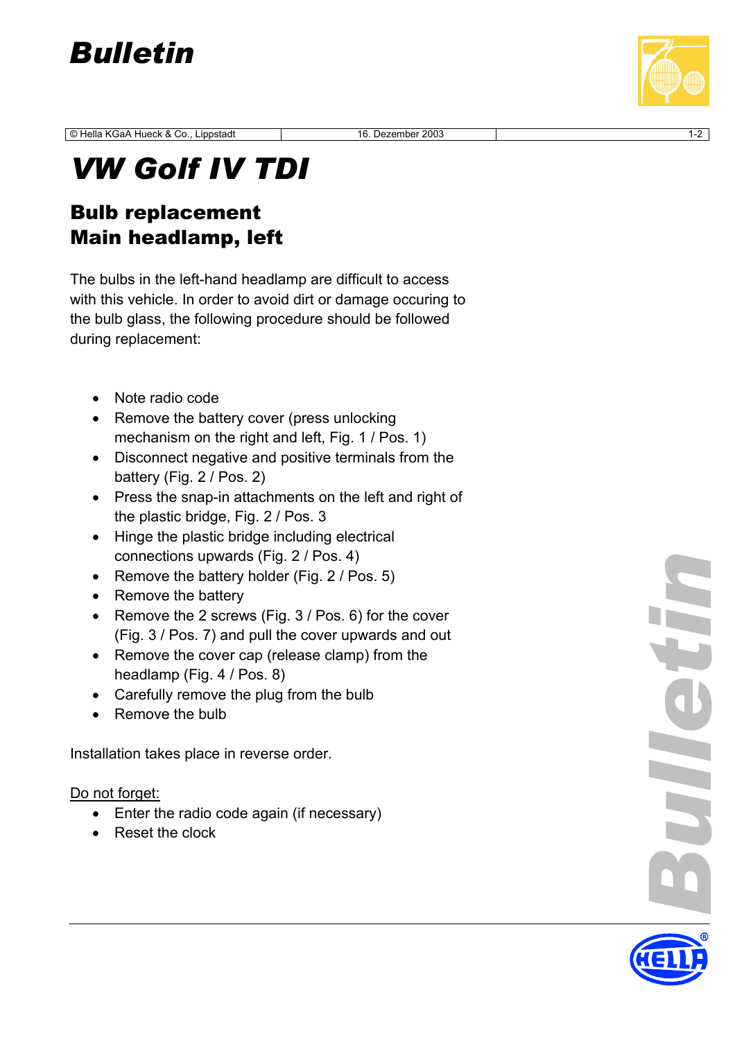# Bulletin

© Hella KGaA Hueck & Co., Lippstadt | 16. Dezember 2003

# VW Golf IV TDI

## Bulb replacement
## Main headlamp, left

The bulbs in the left-hand headlamp are difficult to access with this vehicle. In order to avoid dirt or damage occuring to the bulb glass, the following procedure should be followed during replacement:

- Note radio code
- Remove the battery cover (press unlocking mechanism on the right and left, Fig. 1 / Pos. 1)
- Disconnect negative and positive terminals from the battery (Fig. 2 / Pos. 2)
- Press the snap-in attachments on the left and right of the plastic bridge, Fig. 2 / Pos. 3
- Hinge the plastic bridge including electrical connections upwards (Fig. 2 / Pos. 4)
- Remove the battery holder (Fig. 2 / Pos. 5)
- Remove the battery
- Remove the 2 screws (Fig. 3 / Pos. 6) for the cover (Fig. 3 / Pos. 7) and pull the cover upwards and out
- Remove the cover cap (release clamp) from the headlamp (Fig. 4 / Pos. 8)
- Carefully remove the plug from the bulb
- Remove the bulb

Installation takes place in reverse order.

Do not forget:

- Enter the radio code again (if necessary)
- Reset the clock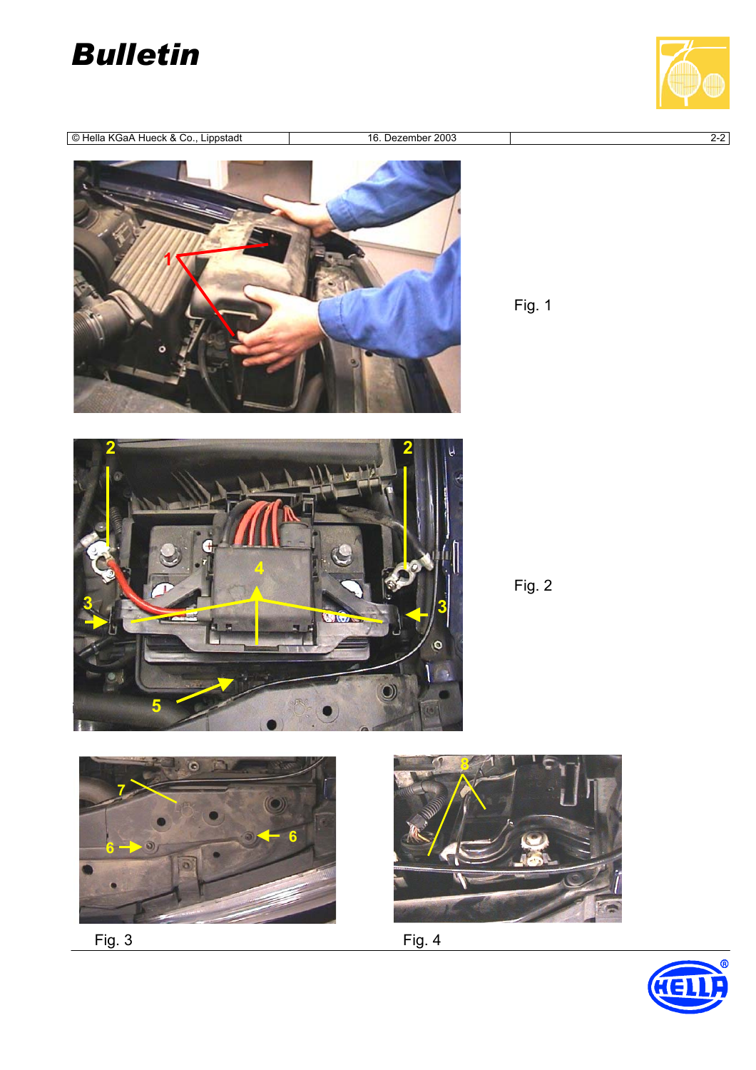Fig. 1

Fig. 2

Fig. 3

Fig. 4